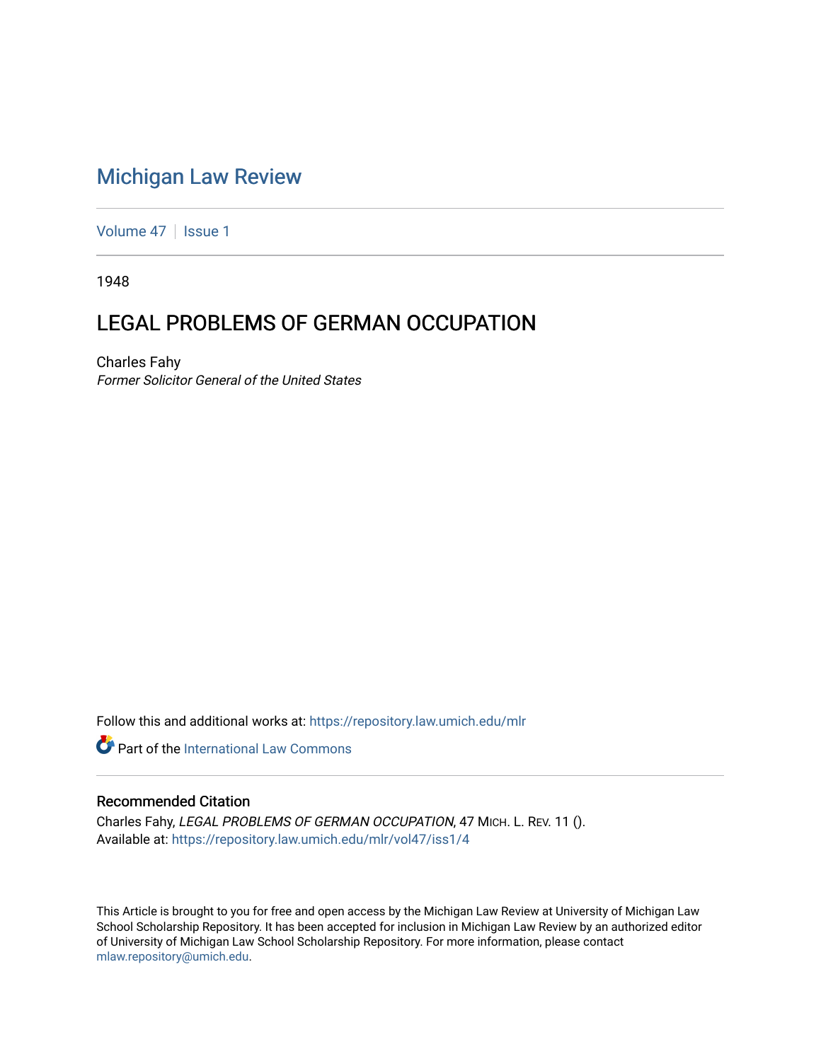# Michigan Law Review

Volume 47 | Issue 1

1948

## LEGAL PROBLEMS OF GERMAN OCCUPATION

Charles Fahy
*Former Solicitor General of the United States*

Follow this and additional works at: https://repository.law.umich.edu/mlr

Part of the International Law Commons

### Recommended Citation

Charles Fahy, *LEGAL PROBLEMS OF GERMAN OCCUPATION*, 47 MICH. L. REV. 11 ().
Available at: https://repository.law.umich.edu/mlr/vol47/iss1/4

This Article is brought to you for free and open access by the Michigan Law Review at University of Michigan Law School Scholarship Repository. It has been accepted for inclusion in Michigan Law Review by an authorized editor of University of Michigan Law School Scholarship Repository. For more information, please contact mlaw.repository@umich.edu.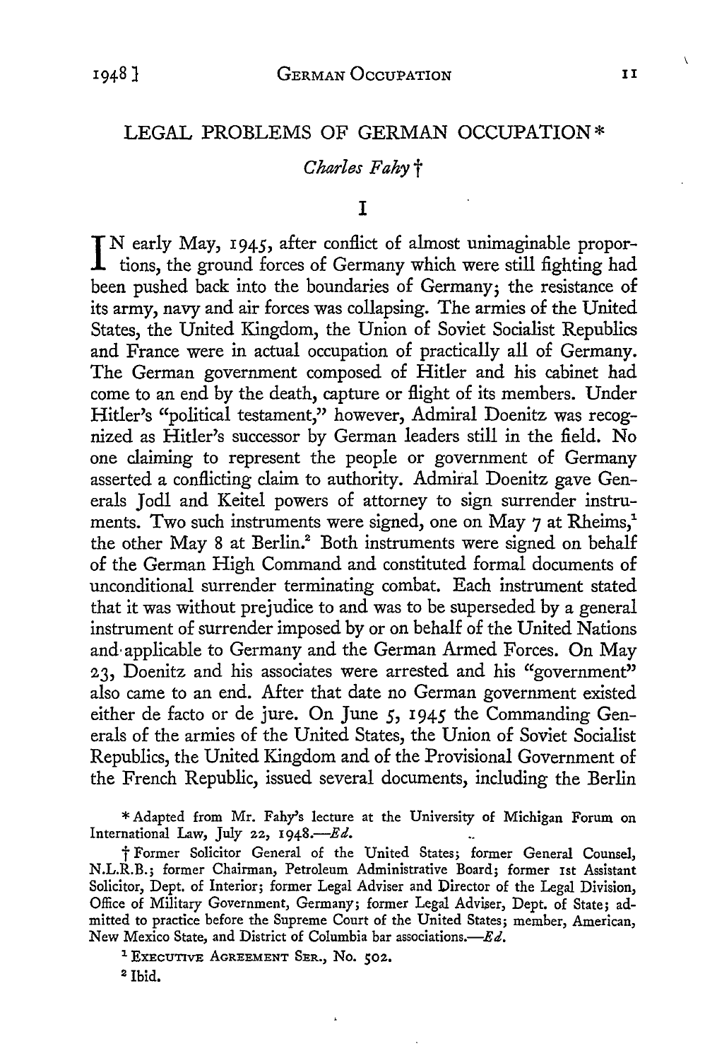# LEGAL PROBLEMS OF GERMAN OCCUPATION*

*Charles Fahy*†

## I

IN early May, 1945, after conflict of almost unimaginable proportions, the ground forces of Germany which were still fighting had been pushed back into the boundaries of Germany; the resistance of its army, navy and air forces was collapsing. The armies of the United States, the United Kingdom, the Union of Soviet Socialist Republics and France were in actual occupation of practically all of Germany. The German government composed of Hitler and his cabinet had come to an end by the death, capture or flight of its members. Under Hitler's "political testament," however, Admiral Doenitz was recognized as Hitler's successor by German leaders still in the field. No one claiming to represent the people or government of Germany asserted a conflicting claim to authority. Admiral Doenitz gave Generals Jodl and Keitel powers of attorney to sign surrender instruments. Two such instruments were signed, one on May 7 at Rheims,[1] the other May 8 at Berlin.[2] Both instruments were signed on behalf of the German High Command and constituted formal documents of unconditional surrender terminating combat. Each instrument stated that it was without prejudice to and was to be superseded by a general instrument of surrender imposed by or on behalf of the United Nations and applicable to Germany and the German Armed Forces. On May 23, Doenitz and his associates were arrested and his "government" also came to an end. After that date no German government existed either de facto or de jure. On June 5, 1945 the Commanding Generals of the armies of the United States, the Union of Soviet Socialist Republics, the United Kingdom and of the Provisional Government of the French Republic, issued several documents, including the Berlin

\* Adapted from Mr. Fahy's lecture at the University of Michigan Forum on International Law, July 22, 1948.—*Ed.*

† Former Solicitor General of the United States; former General Counsel, N.L.R.B.; former Chairman, Petroleum Administrative Board; former 1st Assistant Solicitor, Dept. of Interior; former Legal Adviser and Director of the Legal Division, Office of Military Government, Germany; former Legal Adviser, Dept. of State; admitted to practice before the Supreme Court of the United States; member, American, New Mexico State, and District of Columbia bar associations.—*Ed.*

[1] EXECUTIVE AGREEMENT SER., No. 502.

[2] Ibid.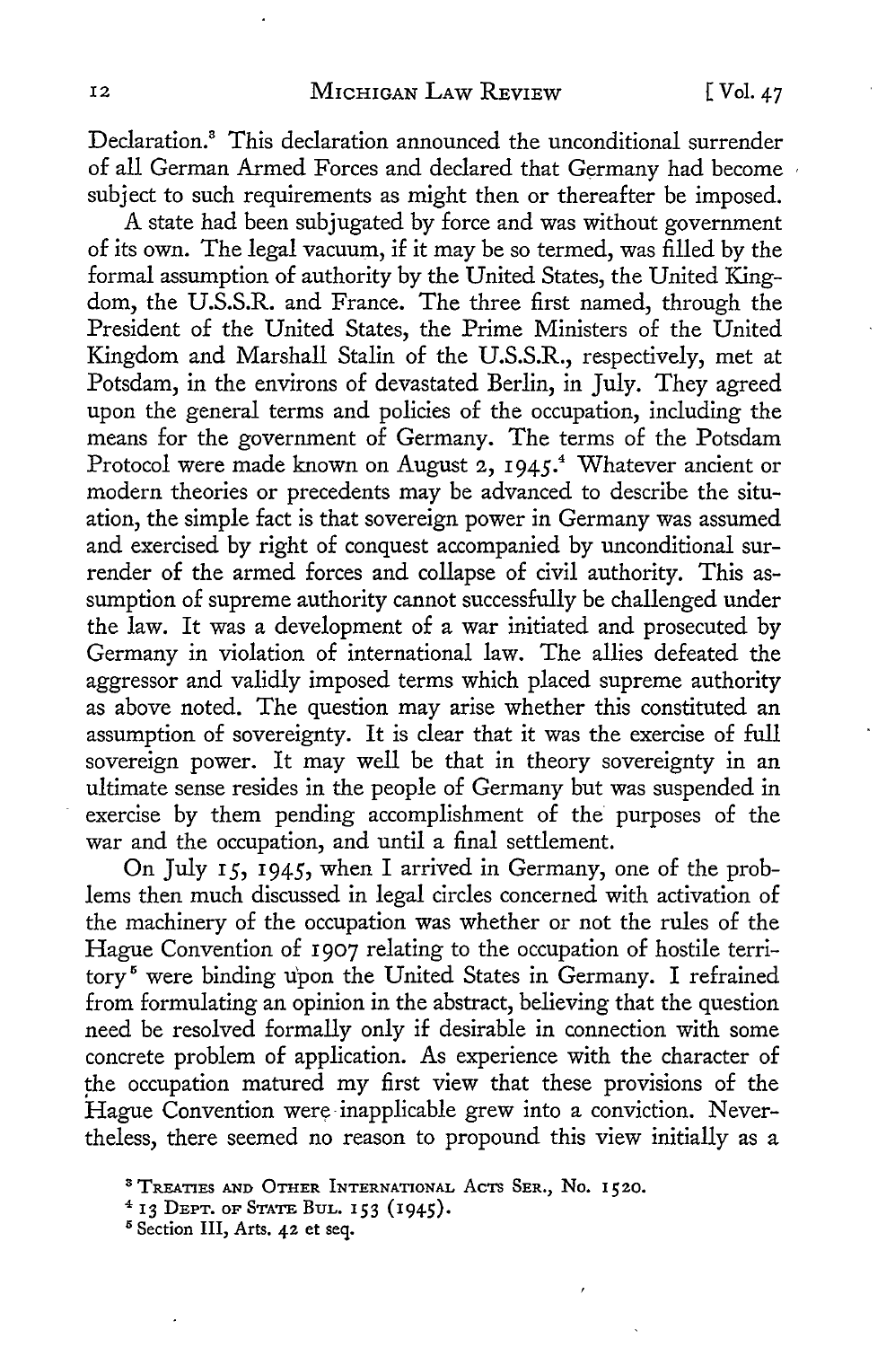Declaration.[3] This declaration announced the unconditional surrender of all German Armed Forces and declared that Germany had become subject to such requirements as might then or thereafter be imposed.

A state had been subjugated by force and was without government of its own. The legal vacuum, if it may be so termed, was filled by the formal assumption of authority by the United States, the United Kingdom, the U.S.S.R. and France. The three first named, through the President of the United States, the Prime Ministers of the United Kingdom and Marshall Stalin of the U.S.S.R., respectively, met at Potsdam, in the environs of devastated Berlin, in July. They agreed upon the general terms and policies of the occupation, including the means for the government of Germany. The terms of the Potsdam Protocol were made known on August 2, 1945.[4] Whatever ancient or modern theories or precedents may be advanced to describe the situation, the simple fact is that sovereign power in Germany was assumed and exercised by right of conquest accompanied by unconditional surrender of the armed forces and collapse of civil authority. This assumption of supreme authority cannot successfully be challenged under the law. It was a development of a war initiated and prosecuted by Germany in violation of international law. The allies defeated the aggressor and validly imposed terms which placed supreme authority as above noted. The question may arise whether this constituted an assumption of sovereignty. It is clear that it was the exercise of full sovereign power. It may well be that in theory sovereignty in an ultimate sense resides in the people of Germany but was suspended in exercise by them pending accomplishment of the purposes of the war and the occupation, and until a final settlement.

On July 15, 1945, when I arrived in Germany, one of the problems then much discussed in legal circles concerned with activation of the machinery of the occupation was whether or not the rules of the Hague Convention of 1907 relating to the occupation of hostile territory[5] were binding upon the United States in Germany. I refrained from formulating an opinion in the abstract, believing that the question need be resolved formally only if desirable in connection with some concrete problem of application. As experience with the character of the occupation matured my first view that these provisions of the Hague Convention were inapplicable grew into a conviction. Nevertheless, there seemed no reason to propound this view initially as a

[3] Treaties and Other International Acts Ser., No. 1520.

[4] 13 Dept. of State Bul. 153 (1945).

[5] Section III, Arts. 42 et seq.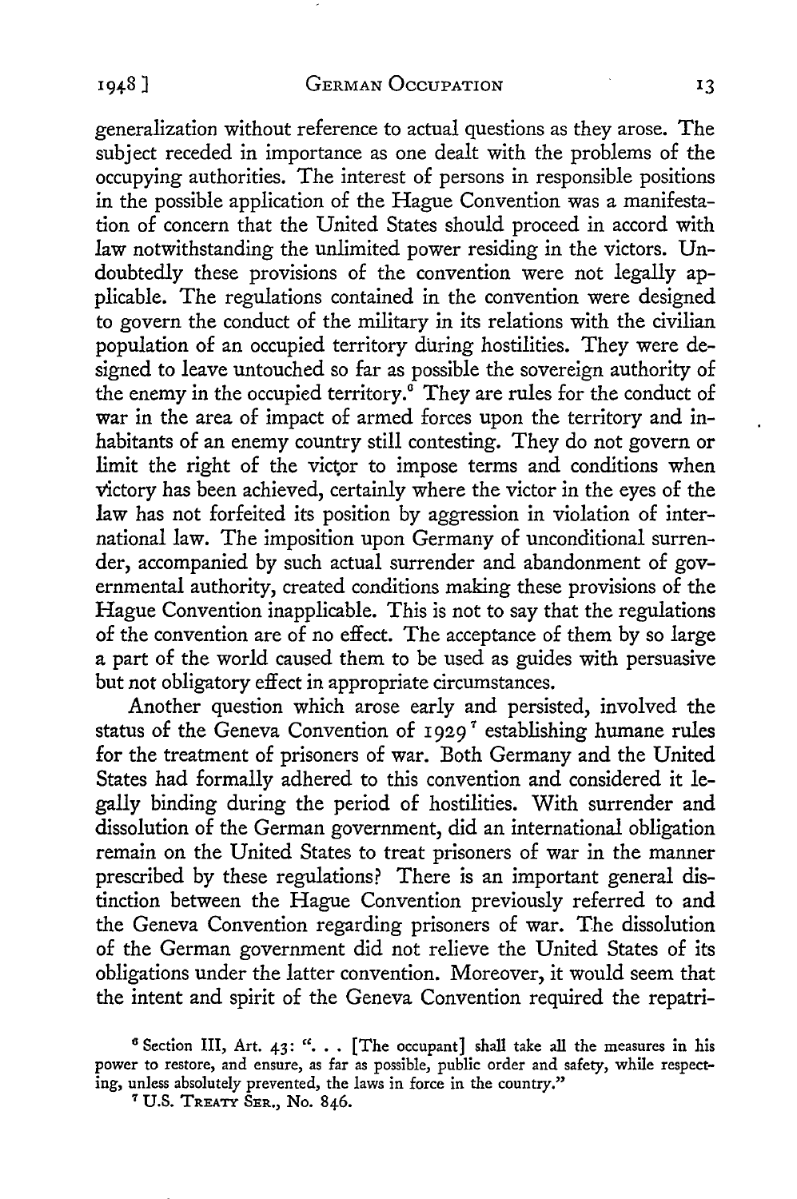generalization without reference to actual questions as they arose. The subject receded in importance as one dealt with the problems of the occupying authorities. The interest of persons in responsible positions in the possible application of the Hague Convention was a manifestation of concern that the United States should proceed in accord with law notwithstanding the unlimited power residing in the victors. Undoubtedly these provisions of the convention were not legally applicable. The regulations contained in the convention were designed to govern the conduct of the military in its relations with the civilian population of an occupied territory during hostilities. They were designed to leave untouched so far as possible the sovereign authority of the enemy in the occupied territory.[6] They are rules for the conduct of war in the area of impact of armed forces upon the territory and inhabitants of an enemy country still contesting. They do not govern or limit the right of the victor to impose terms and conditions when victory has been achieved, certainly where the victor in the eyes of the law has not forfeited its position by aggression in violation of international law. The imposition upon Germany of unconditional surrender, accompanied by such actual surrender and abandonment of governmental authority, created conditions making these provisions of the Hague Convention inapplicable. This is not to say that the regulations of the convention are of no effect. The acceptance of them by so large a part of the world caused them to be used as guides with persuasive but not obligatory effect in appropriate circumstances.

Another question which arose early and persisted, involved the status of the Geneva Convention of 1929[7] establishing humane rules for the treatment of prisoners of war. Both Germany and the United States had formally adhered to this convention and considered it legally binding during the period of hostilities. With surrender and dissolution of the German government, did an international obligation remain on the United States to treat prisoners of war in the manner prescribed by these regulations? There is an important general distinction between the Hague Convention previously referred to and the Geneva Convention regarding prisoners of war. The dissolution of the German government did not relieve the United States of its obligations under the latter convention. Moreover, it would seem that the intent and spirit of the Geneva Convention required the repatri-

[6] Section III, Art. 43: ". . . [The occupant] shall take all the measures in his power to restore, and ensure, as far as possible, public order and safety, while respecting, unless absolutely prevented, the laws in force in the country."

[7] U.S. Treaty Ser., No. 846.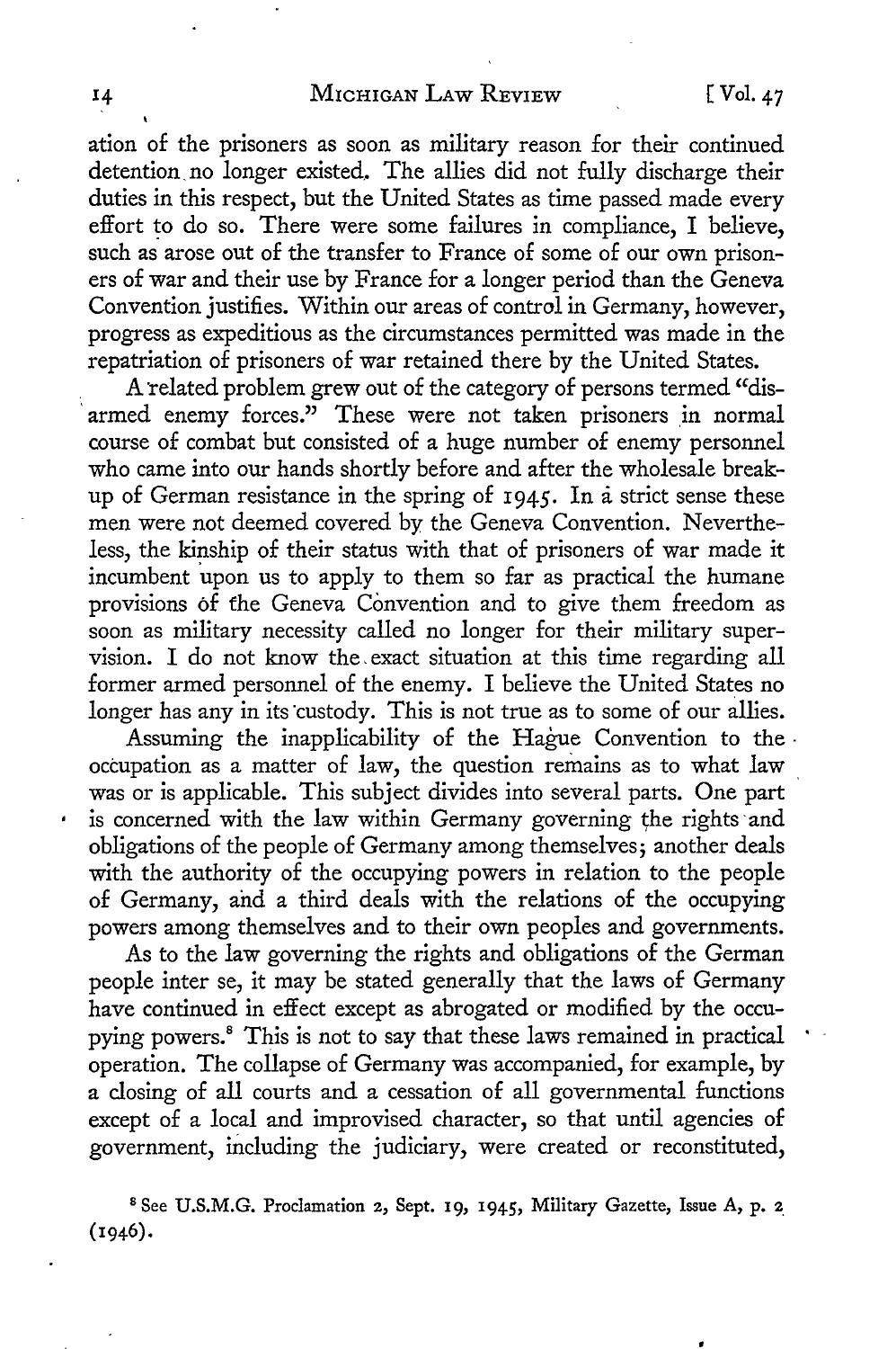ation of the prisoners as soon as military reason for their continued detention no longer existed. The allies did not fully discharge their duties in this respect, but the United States as time passed made every effort to do so. There were some failures in compliance, I believe, such as arose out of the transfer to France of some of our own prisoners of war and their use by France for a longer period than the Geneva Convention justifies. Within our areas of control in Germany, however, progress as expeditious as the circumstances permitted was made in the repatriation of prisoners of war retained there by the United States.

A related problem grew out of the category of persons termed "disarmed enemy forces." These were not taken prisoners in normal course of combat but consisted of a huge number of enemy personnel who came into our hands shortly before and after the wholesale breakup of German resistance in the spring of 1945. In a strict sense these men were not deemed covered by the Geneva Convention. Nevertheless, the kinship of their status with that of prisoners of war made it incumbent upon us to apply to them so far as practical the humane provisions of the Geneva Convention and to give them freedom as soon as military necessity called no longer for their military supervision. I do not know the exact situation at this time regarding all former armed personnel of the enemy. I believe the United States no longer has any in its custody. This is not true as to some of our allies.

Assuming the inapplicability of the Hague Convention to the occupation as a matter of law, the question remains as to what law was or is applicable. This subject divides into several parts. One part is concerned with the law within Germany governing the rights and obligations of the people of Germany among themselves; another deals with the authority of the occupying powers in relation to the people of Germany, and a third deals with the relations of the occupying powers among themselves and to their own peoples and governments.

As to the law governing the rights and obligations of the German people inter se, it may be stated generally that the laws of Germany have continued in effect except as abrogated or modified by the occupying powers.[8] This is not to say that these laws remained in practical operation. The collapse of Germany was accompanied, for example, by a closing of all courts and a cessation of all governmental functions except of a local and improvised character, so that until agencies of government, including the judiciary, were created or reconstituted,

[8] See U.S.M.G. Proclamation 2, Sept. 19, 1945, Military Gazette, Issue A, p. 2 (1946).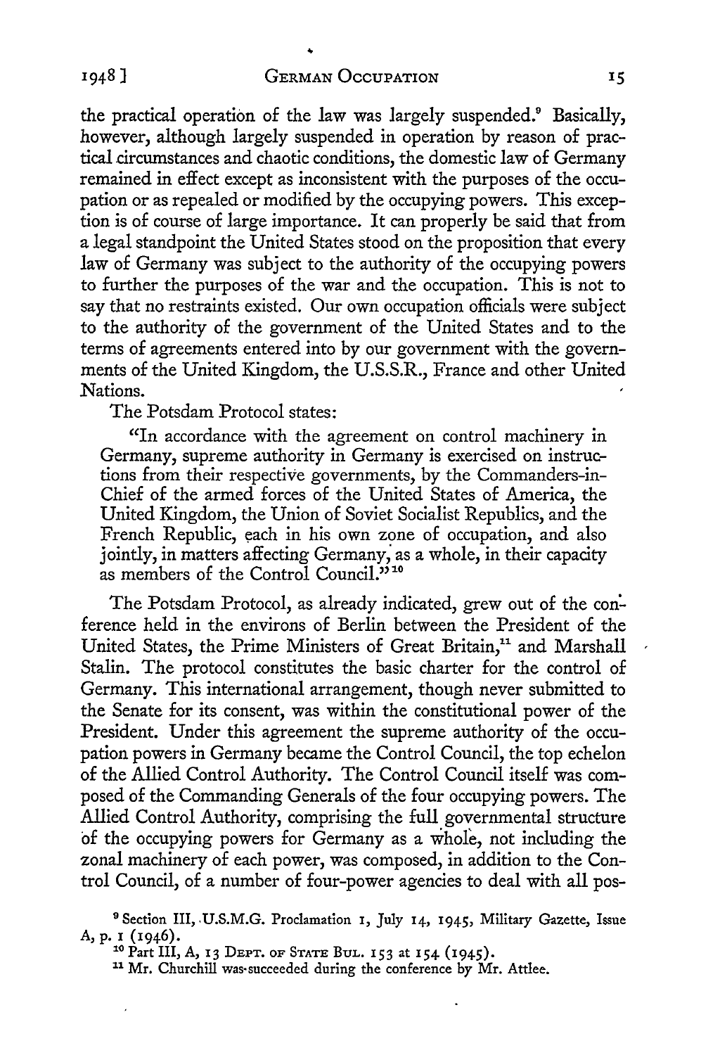the practical operation of the law was largely suspended.[9] Basically, however, although largely suspended in operation by reason of practical circumstances and chaotic conditions, the domestic law of Germany remained in effect except as inconsistent with the purposes of the occupation or as repealed or modified by the occupying powers. This exception is of course of large importance. It can properly be said that from a legal standpoint the United States stood on the proposition that every law of Germany was subject to the authority of the occupying powers to further the purposes of the war and the occupation. This is not to say that no restraints existed. Our own occupation officials were subject to the authority of the government of the United States and to the terms of agreements entered into by our government with the governments of the United Kingdom, the U.S.S.R., France and other United Nations.

The Potsdam Protocol states:

> "In accordance with the agreement on control machinery in Germany, supreme authority in Germany is exercised on instructions from their respective governments, by the Commanders-in-Chief of the armed forces of the United States of America, the United Kingdom, the Union of Soviet Socialist Republics, and the French Republic, each in his own zone of occupation, and also jointly, in matters affecting Germany, as a whole, in their capacity as members of the Control Council."[10]

The Potsdam Protocol, as already indicated, grew out of the conference held in the environs of Berlin between the President of the United States, the Prime Ministers of Great Britain,[11] and Marshall Stalin. The protocol constitutes the basic charter for the control of Germany. This international arrangement, though never submitted to the Senate for its consent, was within the constitutional power of the President. Under this agreement the supreme authority of the occupation powers in Germany became the Control Council, the top echelon of the Allied Control Authority. The Control Council itself was composed of the Commanding Generals of the four occupying powers. The Allied Control Authority, comprising the full governmental structure of the occupying powers for Germany as a whole, not including the zonal machinery of each power, was composed, in addition to the Control Council, of a number of four-power agencies to deal with all pos-

[9] Section III, U.S.M.G. Proclamation 1, July 14, 1945, Military Gazette, Issue A, p. 1 (1946).

[10] Part III, A, 13 Dept. of State Bul. 153 at 154 (1945).

[11] Mr. Churchill was succeeded during the conference by Mr. Attlee.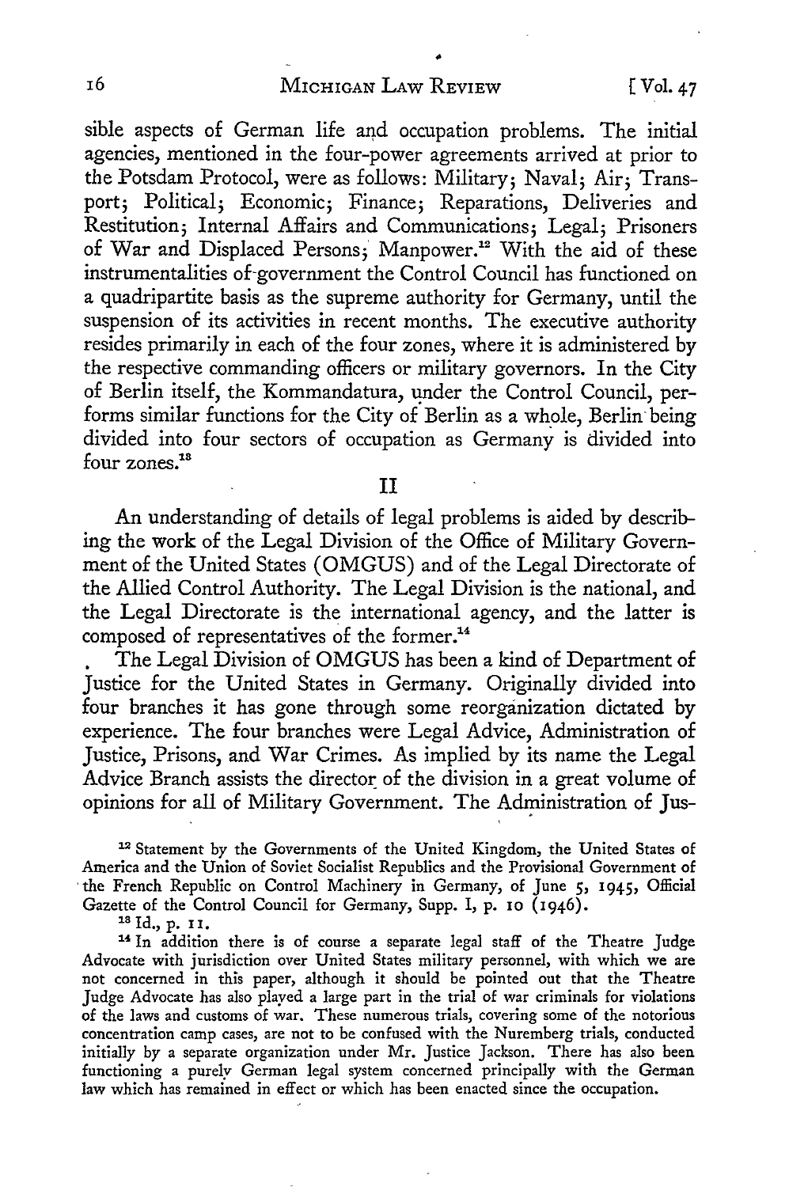sible aspects of German life and occupation problems. The initial agencies, mentioned in the four-power agreements arrived at prior to the Potsdam Protocol, were as follows: Military; Naval; Air; Transport; Political; Economic; Finance; Reparations, Deliveries and Restitution; Internal Affairs and Communications; Legal; Prisoners of War and Displaced Persons; Manpower.[12] With the aid of these instrumentalities of government the Control Council has functioned on a quadripartite basis as the supreme authority for Germany, until the suspension of its activities in recent months. The executive authority resides primarily in each of the four zones, where it is administered by the respective commanding officers or military governors. In the City of Berlin itself, the Kommandatura, under the Control Council, performs similar functions for the City of Berlin as a whole, Berlin being divided into four sectors of occupation as Germany is divided into four zones.[13]

## II

An understanding of details of legal problems is aided by describing the work of the Legal Division of the Office of Military Government of the United States (OMGUS) and of the Legal Directorate of the Allied Control Authority. The Legal Division is the national, and the Legal Directorate is the international agency, and the latter is composed of representatives of the former.[14]

The Legal Division of OMGUS has been a kind of Department of Justice for the United States in Germany. Originally divided into four branches it has gone through some reorganization dictated by experience. The four branches were Legal Advice, Administration of Justice, Prisons, and War Crimes. As implied by its name the Legal Advice Branch assists the director of the division in a great volume of opinions for all of Military Government. The Administration of Jus-

[12] Statement by the Governments of the United Kingdom, the United States of America and the Union of Soviet Socialist Republics and the Provisional Government of the French Republic on Control Machinery in Germany, of June 5, 1945, Official Gazette of the Control Council for Germany, Supp. I, p. 10 (1946).

[13] Id., p. 11.

[14] In addition there is of course a separate legal staff of the Theatre Judge Advocate with jurisdiction over United States military personnel, with which we are not concerned in this paper, although it should be pointed out that the Theatre Judge Advocate has also played a large part in the trial of war criminals for violations of the laws and customs of war. These numerous trials, covering some of the notorious concentration camp cases, are not to be confused with the Nuremberg trials, conducted initially by a separate organization under Mr. Justice Jackson. There has also been functioning a purely German legal system concerned principally with the German law which has remained in effect or which has been enacted since the occupation.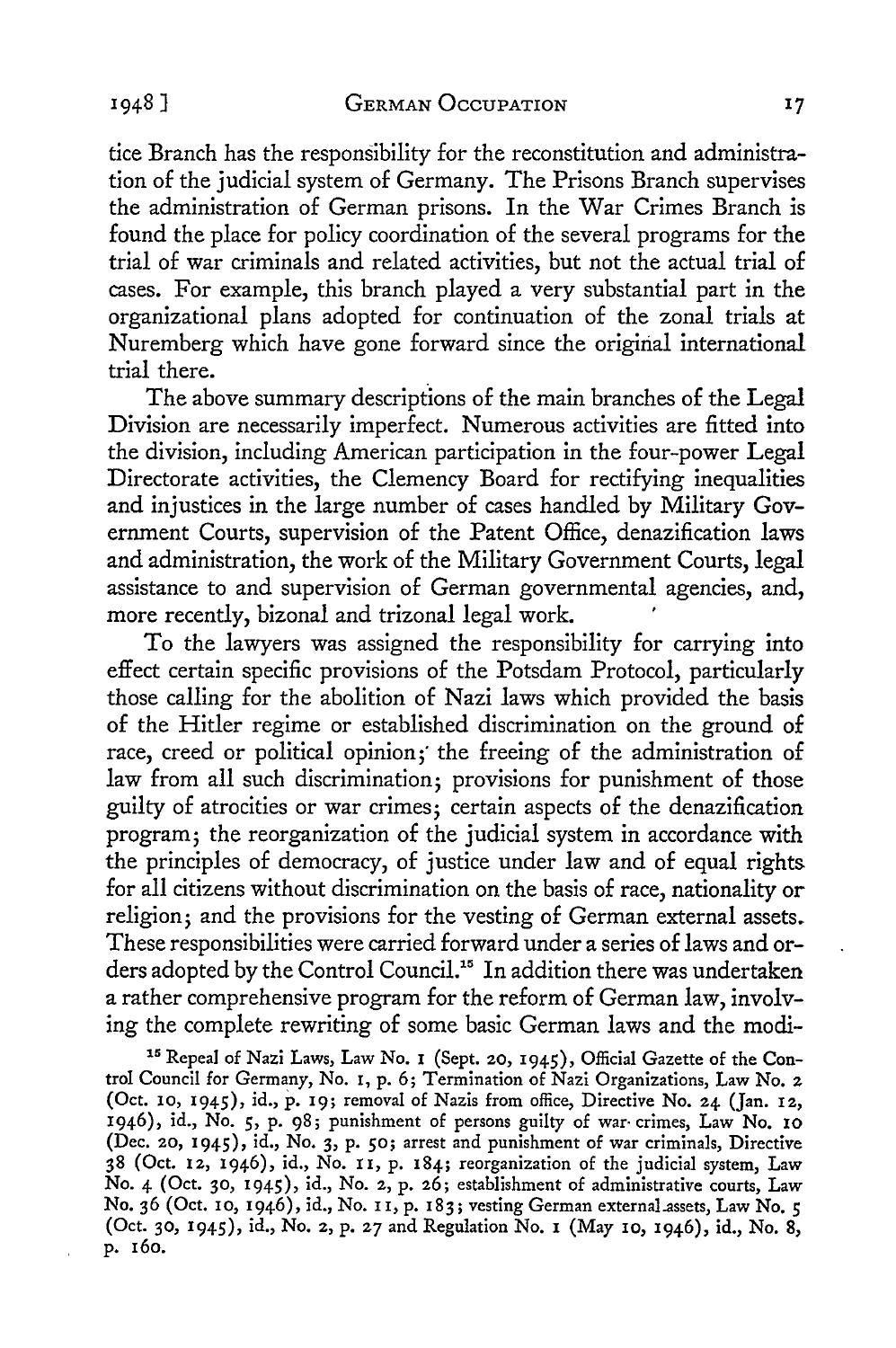tice Branch has the responsibility for the reconstitution and administration of the judicial system of Germany. The Prisons Branch supervises the administration of German prisons. In the War Crimes Branch is found the place for policy coordination of the several programs for the trial of war criminals and related activities, but not the actual trial of cases. For example, this branch played a very substantial part in the organizational plans adopted for continuation of the zonal trials at Nuremberg which have gone forward since the original international trial there.

The above summary descriptions of the main branches of the Legal Division are necessarily imperfect. Numerous activities are fitted into the division, including American participation in the four-power Legal Directorate activities, the Clemency Board for rectifying inequalities and injustices in the large number of cases handled by Military Government Courts, supervision of the Patent Office, denazification laws and administration, the work of the Military Government Courts, legal assistance to and supervision of German governmental agencies, and, more recently, bizonal and trizonal legal work.

To the lawyers was assigned the responsibility for carrying into effect certain specific provisions of the Potsdam Protocol, particularly those calling for the abolition of Nazi laws which provided the basis of the Hitler regime or established discrimination on the ground of race, creed or political opinion; the freeing of the administration of law from all such discrimination; provisions for punishment of those guilty of atrocities or war crimes; certain aspects of the denazification program; the reorganization of the judicial system in accordance with the principles of democracy, of justice under law and of equal rights for all citizens without discrimination on the basis of race, nationality or religion; and the provisions for the vesting of German external assets. These responsibilities were carried forward under a series of laws and orders adopted by the Control Council.[15] In addition there was undertaken a rather comprehensive program for the reform of German law, involving the complete rewriting of some basic German laws and the modi-

[15] Repeal of Nazi Laws, Law No. 1 (Sept. 20, 1945), Official Gazette of the Control Council for Germany, No. 1, p. 6; Termination of Nazi Organizations, Law No. 2 (Oct. 10, 1945), id., p. 19; removal of Nazis from office, Directive No. 24 (Jan. 12, 1946), id., No. 5, p. 98; punishment of persons guilty of war crimes, Law No. 10 (Dec. 20, 1945), id., No. 3, p. 50; arrest and punishment of war criminals, Directive 38 (Oct. 12, 1946), id., No. 11, p. 184; reorganization of the judicial system, Law No. 4 (Oct. 30, 1945), id., No. 2, p. 26; establishment of administrative courts, Law No. 36 (Oct. 10, 1946), id., No. 11, p. 183; vesting German external assets, Law No. 5 (Oct. 30, 1945), id., No. 2, p. 27 and Regulation No. 1 (May 10, 1946), id., No. 8, p. 160.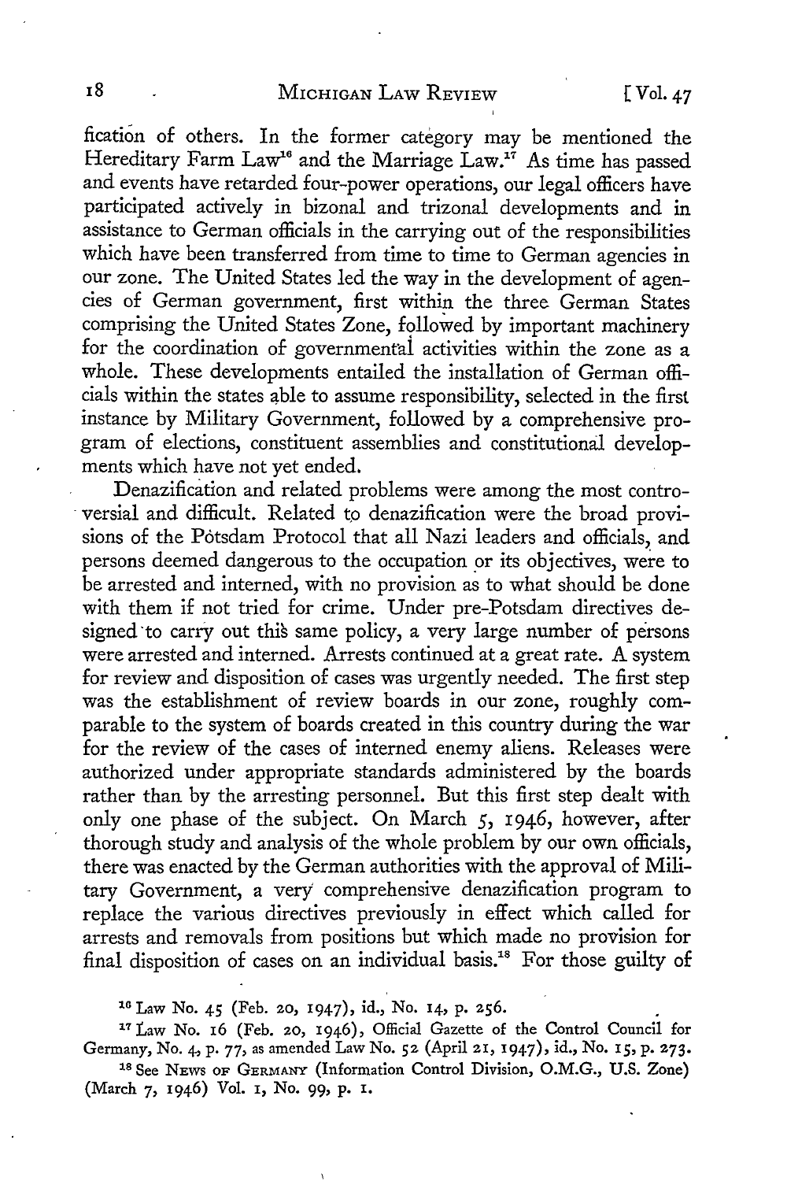fication of others. In the former category may be mentioned the Hereditary Farm Law[16] and the Marriage Law.[17] As time has passed and events have retarded four-power operations, our legal officers have participated actively in bizonal and trizonal developments and in assistance to German officials in the carrying out of the responsibilities which have been transferred from time to time to German agencies in our zone. The United States led the way in the development of agencies of German government, first within the three German States comprising the United States Zone, followed by important machinery for the coordination of governmental activities within the zone as a whole. These developments entailed the installation of German officials within the states able to assume responsibility, selected in the first instance by Military Government, followed by a comprehensive program of elections, constituent assemblies and constitutional developments which have not yet ended.

Denazification and related problems were among the most controversial and difficult. Related to denazification were the broad provisions of the Potsdam Protocol that all Nazi leaders and officials, and persons deemed dangerous to the occupation or its objectives, were to be arrested and interned, with no provision as to what should be done with them if not tried for crime. Under pre-Potsdam directives designed to carry out this same policy, a very large number of persons were arrested and interned. Arrests continued at a great rate. A system for review and disposition of cases was urgently needed. The first step was the establishment of review boards in our zone, roughly comparable to the system of boards created in this country during the war for the review of the cases of interned enemy aliens. Releases were authorized under appropriate standards administered by the boards rather than by the arresting personnel. But this first step dealt with only one phase of the subject. On March 5, 1946, however, after thorough study and analysis of the whole problem by our own officials, there was enacted by the German authorities with the approval of Military Government, a very comprehensive denazification program to replace the various directives previously in effect which called for arrests and removals from positions but which made no provision for final disposition of cases on an individual basis.[18] For those guilty of

[16] Law No. 45 (Feb. 20, 1947), id., No. 14, p. 256.

[17] Law No. 16 (Feb. 20, 1946), Official Gazette of the Control Council for Germany, No. 4, p. 77, as amended Law No. 52 (April 21, 1947), id., No. 15, p. 273.

[18] See NEWS OF GERMANY (Information Control Division, O.M.G., U.S. Zone) (March 7, 1946) Vol. 1, No. 99, p. 1.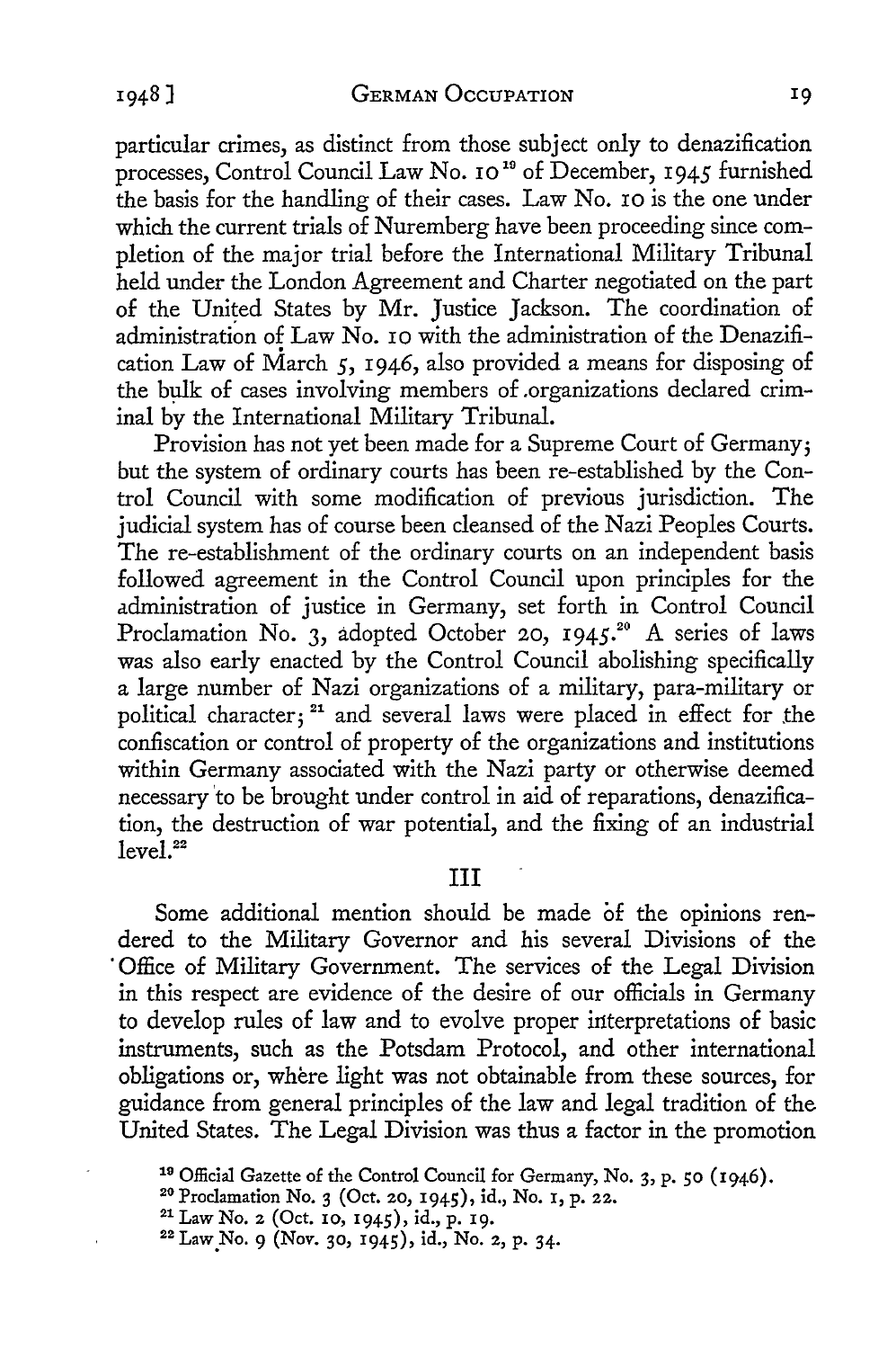particular crimes, as distinct from those subject only to denazification processes, Control Council Law No. 10[19] of December, 1945 furnished the basis for the handling of their cases. Law No. 10 is the one under which the current trials of Nuremberg have been proceeding since completion of the major trial before the International Military Tribunal held under the London Agreement and Charter negotiated on the part of the United States by Mr. Justice Jackson. The coordination of administration of Law No. 10 with the administration of the Denazification Law of March 5, 1946, also provided a means for disposing of the bulk of cases involving members of organizations declared criminal by the International Military Tribunal.

Provision has not yet been made for a Supreme Court of Germany; but the system of ordinary courts has been re-established by the Control Council with some modification of previous jurisdiction. The judicial system has of course been cleansed of the Nazi Peoples Courts. The re-establishment of the ordinary courts on an independent basis followed agreement in the Control Council upon principles for the administration of justice in Germany, set forth in Control Council Proclamation No. 3, adopted October 20, 1945.[20] A series of laws was also early enacted by the Control Council abolishing specifically a large number of Nazi organizations of a military, para-military or political character;[21] and several laws were placed in effect for the confiscation or control of property of the organizations and institutions within Germany associated with the Nazi party or otherwise deemed necessary to be brought under control in aid of reparations, denazification, the destruction of war potential, and the fixing of an industrial level.[22]

## III

Some additional mention should be made of the opinions rendered to the Military Governor and his several Divisions of the Office of Military Government. The services of the Legal Division in this respect are evidence of the desire of our officials in Germany to develop rules of law and to evolve proper interpretations of basic instruments, such as the Potsdam Protocol, and other international obligations or, where light was not obtainable from these sources, for guidance from general principles of the law and legal tradition of the United States. The Legal Division was thus a factor in the promotion

[19] Official Gazette of the Control Council for Germany, No. 3, p. 50 (1946).

[20] Proclamation No. 3 (Oct. 20, 1945), id., No. 1, p. 22.

[21] Law No. 2 (Oct. 10, 1945), id., p. 19.

[22] Law No. 9 (Nov. 30, 1945), id., No. 2, p. 34.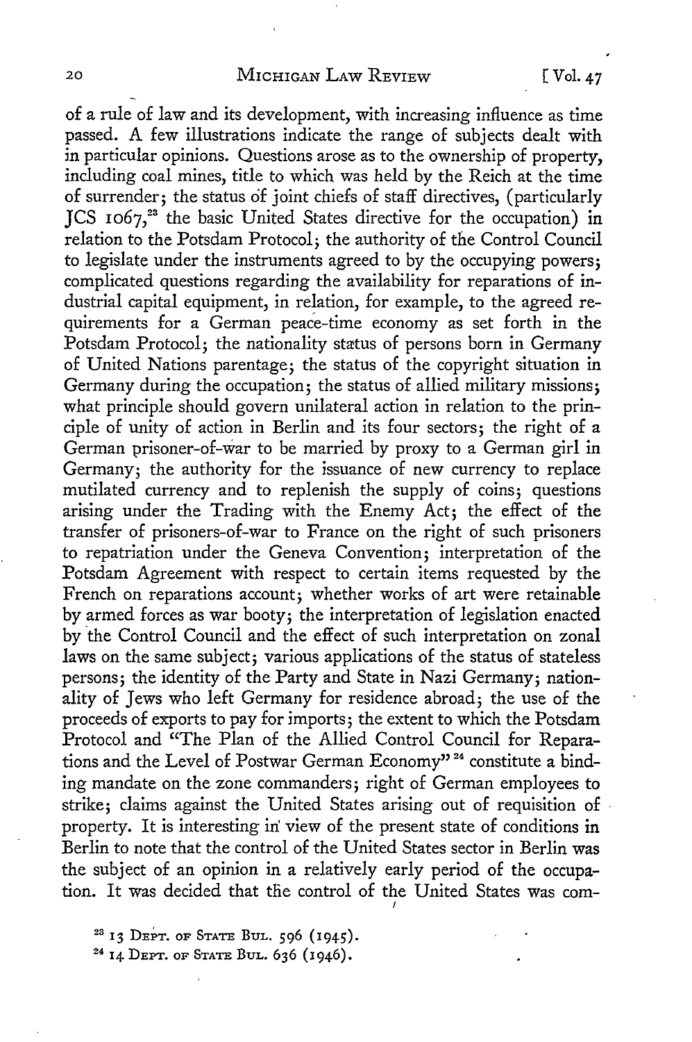of a rule of law and its development, with increasing influence as time passed. A few illustrations indicate the range of subjects dealt with in particular opinions. Questions arose as to the ownership of property, including coal mines, title to which was held by the Reich at the time of surrender; the status of joint chiefs of staff directives, (particularly JCS 1067,[23] the basic United States directive for the occupation) in relation to the Potsdam Protocol; the authority of the Control Council to legislate under the instruments agreed to by the occupying powers; complicated questions regarding the availability for reparations of industrial capital equipment, in relation, for example, to the agreed requirements for a German peace-time economy as set forth in the Potsdam Protocol; the nationality status of persons born in Germany of United Nations parentage; the status of the copyright situation in Germany during the occupation; the status of allied military missions; what principle should govern unilateral action in relation to the principle of unity of action in Berlin and its four sectors; the right of a German prisoner-of-war to be married by proxy to a German girl in Germany; the authority for the issuance of new currency to replace mutilated currency and to replenish the supply of coins; questions arising under the Trading with the Enemy Act; the effect of the transfer of prisoners-of-war to France on the right of such prisoners to repatriation under the Geneva Convention; interpretation of the Potsdam Agreement with respect to certain items requested by the French on reparations account; whether works of art were retainable by armed forces as war booty; the interpretation of legislation enacted by the Control Council and the effect of such interpretation on zonal laws on the same subject; various applications of the status of stateless persons; the identity of the Party and State in Nazi Germany; nationality of Jews who left Germany for residence abroad; the use of the proceeds of exports to pay for imports; the extent to which the Potsdam Protocol and "The Plan of the Allied Control Council for Reparations and the Level of Postwar German Economy"[24] constitute a binding mandate on the zone commanders; right of German employees to strike; claims against the United States arising out of requisition of property. It is interesting in view of the present state of conditions in Berlin to note that the control of the United States sector in Berlin was the subject of an opinion in a relatively early period of the occupation. It was decided that the control of the United States was com-

[23] 13 DEPT. OF STATE BUL. 596 (1945).

[24] 14 DEPT. OF STATE BUL. 636 (1946).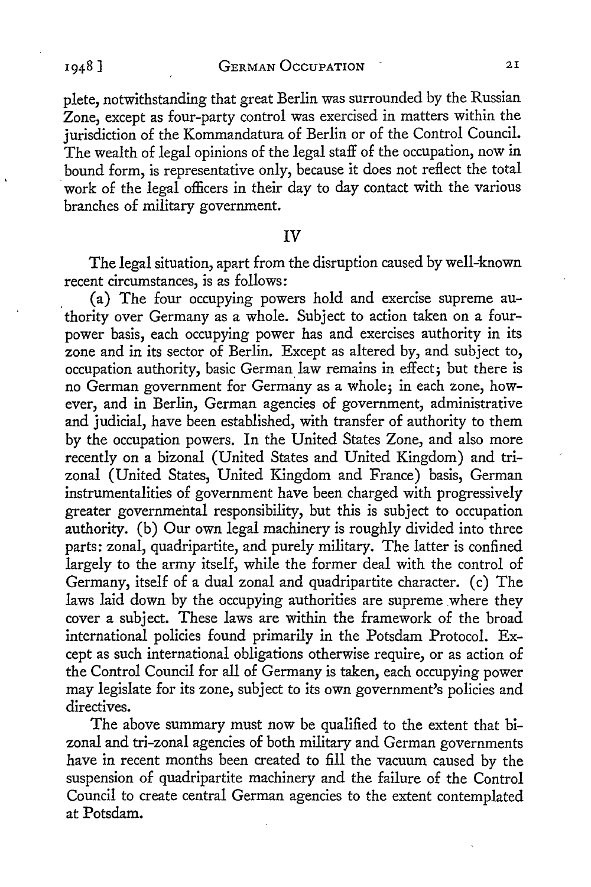plete, notwithstanding that great Berlin was surrounded by the Russian Zone, except as four-party control was exercised in matters within the jurisdiction of the Kommandatura of Berlin or of the Control Council. The wealth of legal opinions of the legal staff of the occupation, now in bound form, is representative only, because it does not reflect the total work of the legal officers in their day to day contact with the various branches of military government.

## IV

The legal situation, apart from the disruption caused by well-known recent circumstances, is as follows:

(a) The four occupying powers hold and exercise supreme authority over Germany as a whole. Subject to action taken on a four-power basis, each occupying power has and exercises authority in its zone and in its sector of Berlin. Except as altered by, and subject to, occupation authority, basic German law remains in effect; but there is no German government for Germany as a whole; in each zone, however, and in Berlin, German agencies of government, administrative and judicial, have been established, with transfer of authority to them by the occupation powers. In the United States Zone, and also more recently on a bizonal (United States and United Kingdom) and tri-zonal (United States, United Kingdom and France) basis, German instrumentalities of government have been charged with progressively greater governmental responsibility, but this is subject to occupation authority. (b) Our own legal machinery is roughly divided into three parts: zonal, quadripartite, and purely military. The latter is confined largely to the army itself, while the former deal with the control of Germany, itself of a dual zonal and quadripartite character. (c) The laws laid down by the occupying authorities are supreme where they cover a subject. These laws are within the framework of the broad international policies found primarily in the Potsdam Protocol. Except as such international obligations otherwise require, or as action of the Control Council for all of Germany is taken, each occupying power may legislate for its zone, subject to its own government's policies and directives.

The above summary must now be qualified to the extent that bi-zonal and tri-zonal agencies of both military and German governments have in recent months been created to fill the vacuum caused by the suspension of quadripartite machinery and the failure of the Control Council to create central German agencies to the extent contemplated at Potsdam.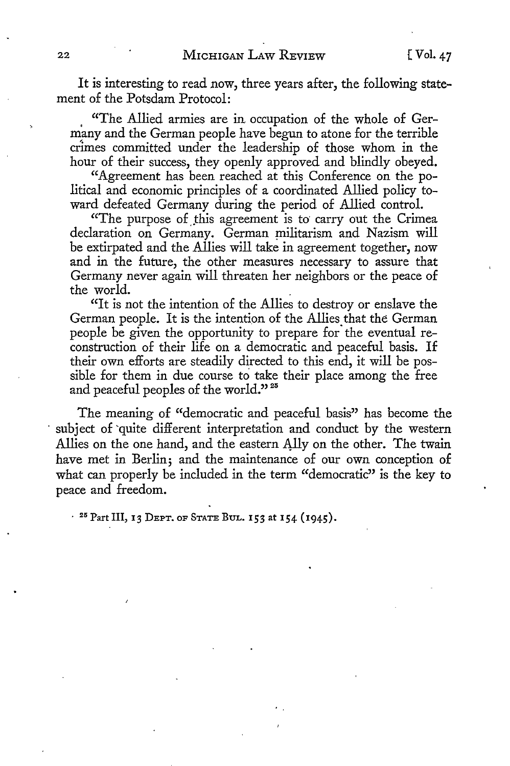It is interesting to read now, three years after, the following statement of the Potsdam Protocol:

> "The Allied armies are in occupation of the whole of Germany and the German people have begun to atone for the terrible crimes committed under the leadership of those whom in the hour of their success, they openly approved and blindly obeyed.
>
> "Agreement has been reached at this Conference on the political and economic principles of a coordinated Allied policy toward defeated Germany during the period of Allied control.
>
> "The purpose of this agreement is to carry out the Crimea declaration on Germany. German militarism and Nazism will be extirpated and the Allies will take in agreement together, now and in the future, the other measures necessary to assure that Germany never again will threaten her neighbors or the peace of the world.
>
> "It is not the intention of the Allies to destroy or enslave the German people. It is the intention of the Allies that the German people be given the opportunity to prepare for the eventual reconstruction of their life on a democratic and peaceful basis. If their own efforts are steadily directed to this end, it will be possible for them in due course to take their place among the free and peaceful peoples of the world."[25]

The meaning of "democratic and peaceful basis" has become the subject of quite different interpretation and conduct by the western Allies on the one hand, and the eastern Ally on the other. The twain have met in Berlin; and the maintenance of our own conception of what can properly be included in the term "democratic" is the key to peace and freedom.

[25] Part III, 13 Dept. of State Bul. 153 at 154 (1945).